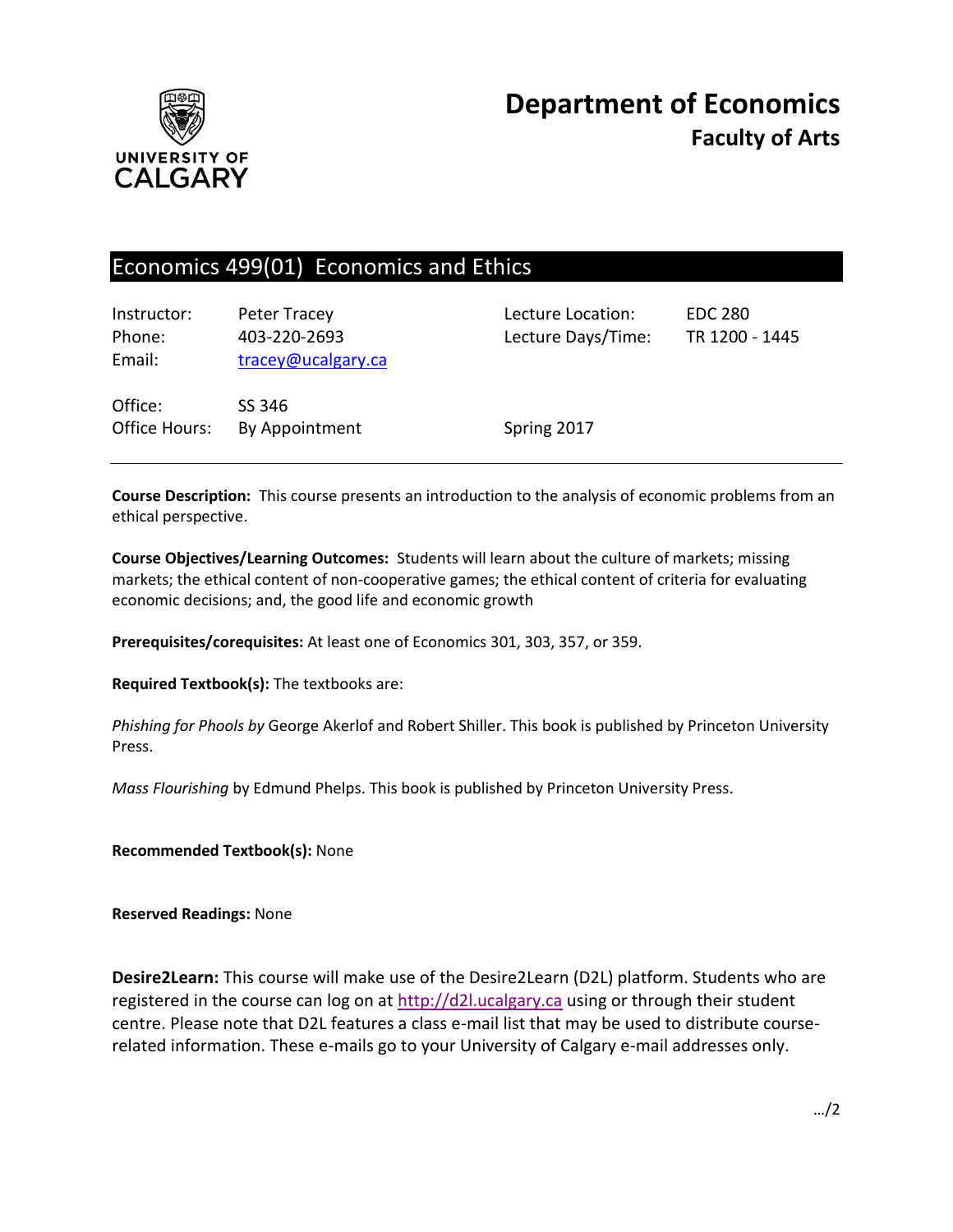# Department of Economics
## Faculty of Arts

UNIVERSITY OF CALGARY

## Economics 499(01) Economics and Ethics

| | | | |
|---|---|---|---|
| Instructor: | Peter Tracey | Lecture Location: | EDC 280 |
| Phone: | 403-220-2693 | Lecture Days/Time: | TR 1200 - 1445 |
| Email: | tracey@ucalgary.ca | | |
| Office: | SS 346 | | |
| Office Hours: | By Appointment | Spring 2017 | |

---

**Course Description:** This course presents an introduction to the analysis of economic problems from an ethical perspective.

**Course Objectives/Learning Outcomes:** Students will learn about the culture of markets; missing markets; the ethical content of non-cooperative games; the ethical content of criteria for evaluating economic decisions; and, the good life and economic growth

**Prerequisites/corequisites:** At least one of Economics 301, 303, 357, or 359.

**Required Textbook(s):** The textbooks are:

*Phishing for Phools by* George Akerlof and Robert Shiller. This book is published by Princeton University Press.

*Mass Flourishing* by Edmund Phelps. This book is published by Princeton University Press.

**Recommended Textbook(s):** None

**Reserved Readings:** None

**Desire2Learn:** This course will make use of the Desire2Learn (D2L) platform. Students who are registered in the course can log on at http://d2l.ucalgary.ca using or through their student centre. Please note that D2L features a class e-mail list that may be used to distribute course-related information. These e-mails go to your University of Calgary e-mail addresses only.

…/2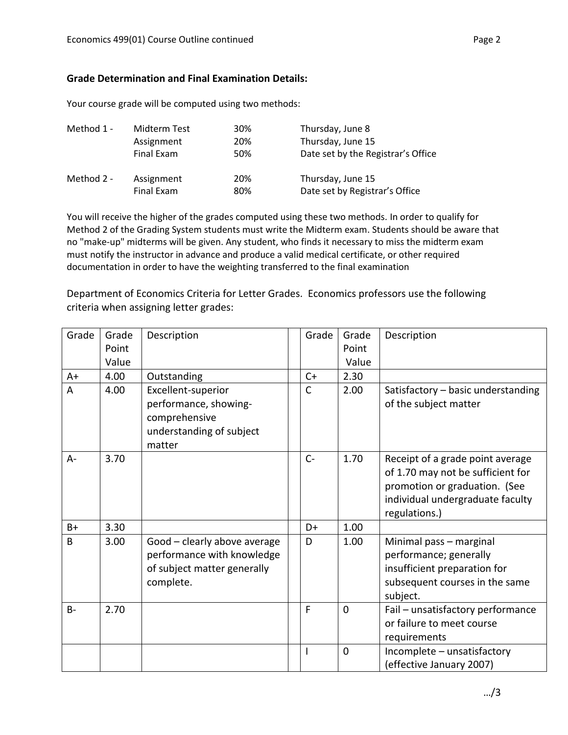**Grade Determination and Final Examination Details:**

Your course grade will be computed using two methods:

| | | | |
|---|---|---|---|
| Method 1 - | Midterm Test | 30% | Thursday, June 8 |
| | Assignment | 20% | Thursday, June 15 |
| | Final Exam | 50% | Date set by the Registrar's Office |
| Method 2 - | Assignment | 20% | Thursday, June 15 |
| | Final Exam | 80% | Date set by Registrar's Office |

You will receive the higher of the grades computed using these two methods. In order to qualify for Method 2 of the Grading System students must write the Midterm exam. Students should be aware that no "make-up" midterms will be given. Any student, who finds it necessary to miss the midterm exam must notify the instructor in advance and produce a valid medical certificate, or other required documentation in order to have the weighting transferred to the final examination

Department of Economics Criteria for Letter Grades. Economics professors use the following criteria when assigning letter grades:

| Grade | Grade Point Value | Description | | Grade | Grade Point Value | Description |
|---|---|---|---|---|---|---|
| A+ | 4.00 | Outstanding | | C+ | 2.30 | |
| A | 4.00 | Excellent-superior performance, showing-comprehensive understanding of subject matter | | C | 2.00 | Satisfactory – basic understanding of the subject matter |
| A- | 3.70 | | | C- | 1.70 | Receipt of a grade point average of 1.70 may not be sufficient for promotion or graduation. (See individual undergraduate faculty regulations.) |
| B+ | 3.30 | | | D+ | 1.00 | |
| B | 3.00 | Good – clearly above average performance with knowledge of subject matter generally complete. | | D | 1.00 | Minimal pass – marginal performance; generally insufficient preparation for subsequent courses in the same subject. |
| B- | 2.70 | | | F | 0 | Fail – unsatisfactory performance or failure to meet course requirements |
| | | | | I | 0 | Incomplete – unsatisfactory (effective January 2007) |

…/3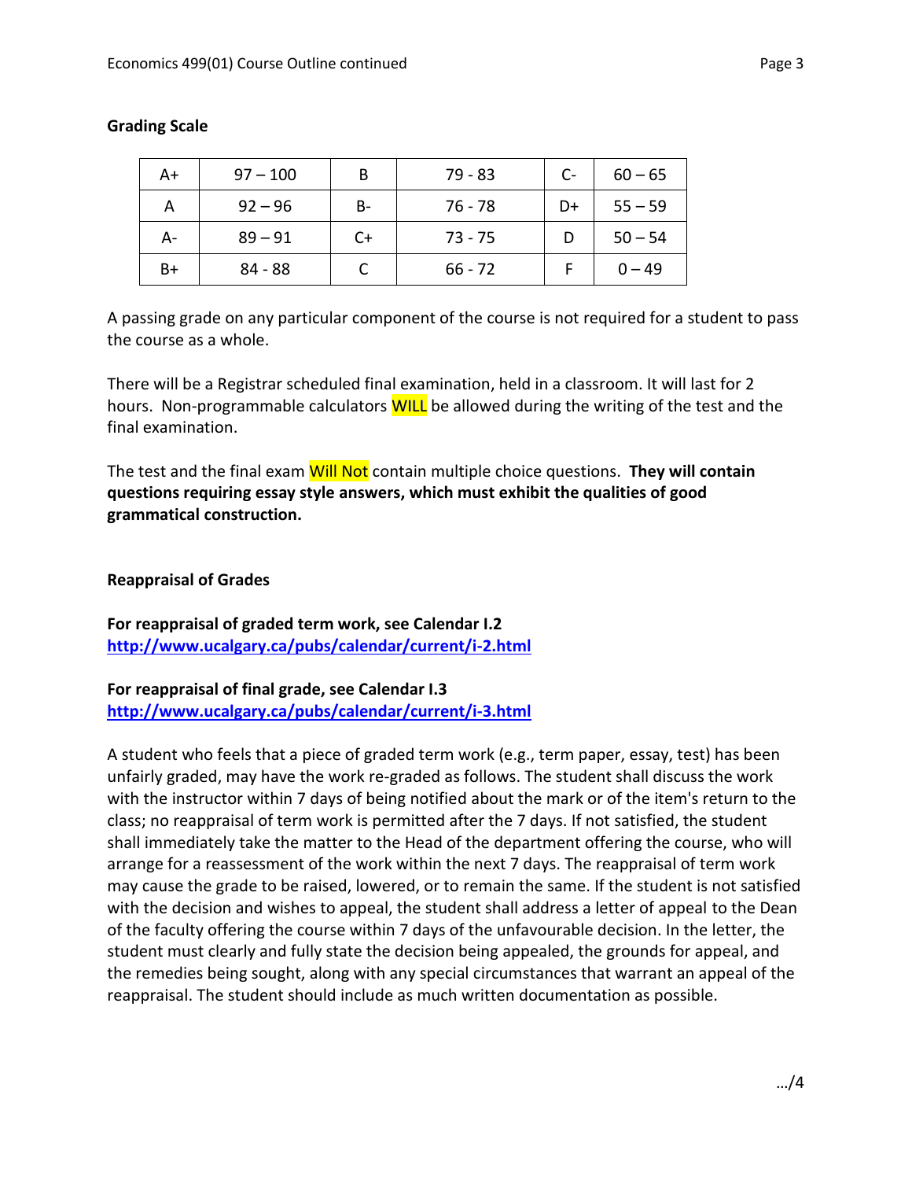**Grading Scale**

| | | | | | |
|---|---|---|---|---|---|
| A+ | 97 – 100 | B | 79 - 83 | C- | 60 – 65 |
| A | 92 – 96 | B- | 76 - 78 | D+ | 55 – 59 |
| A- | 89 – 91 | C+ | 73 - 75 | D | 50 – 54 |
| B+ | 84 - 88 | C | 66 - 72 | F | 0 – 49 |

A passing grade on any particular component of the course is not required for a student to pass the course as a whole.

There will be a Registrar scheduled final examination, held in a classroom. It will last for 2 hours. Non-programmable calculators WILL be allowed during the writing of the test and the final examination.

The test and the final exam Will Not contain multiple choice questions. **They will contain questions requiring essay style answers, which must exhibit the qualities of good grammatical construction.**

**Reappraisal of Grades**

**For reappraisal of graded term work, see Calendar I.2**
**http://www.ucalgary.ca/pubs/calendar/current/i-2.html**

**For reappraisal of final grade, see Calendar I.3**
**http://www.ucalgary.ca/pubs/calendar/current/i-3.html**

A student who feels that a piece of graded term work (e.g., term paper, essay, test) has been unfairly graded, may have the work re-graded as follows. The student shall discuss the work with the instructor within 7 days of being notified about the mark or of the item's return to the class; no reappraisal of term work is permitted after the 7 days. If not satisfied, the student shall immediately take the matter to the Head of the department offering the course, who will arrange for a reassessment of the work within the next 7 days. The reappraisal of term work may cause the grade to be raised, lowered, or to remain the same. If the student is not satisfied with the decision and wishes to appeal, the student shall address a letter of appeal to the Dean of the faculty offering the course within 7 days of the unfavourable decision. In the letter, the student must clearly and fully state the decision being appealed, the grounds for appeal, and the remedies being sought, along with any special circumstances that warrant an appeal of the reappraisal. The student should include as much written documentation as possible.

…/4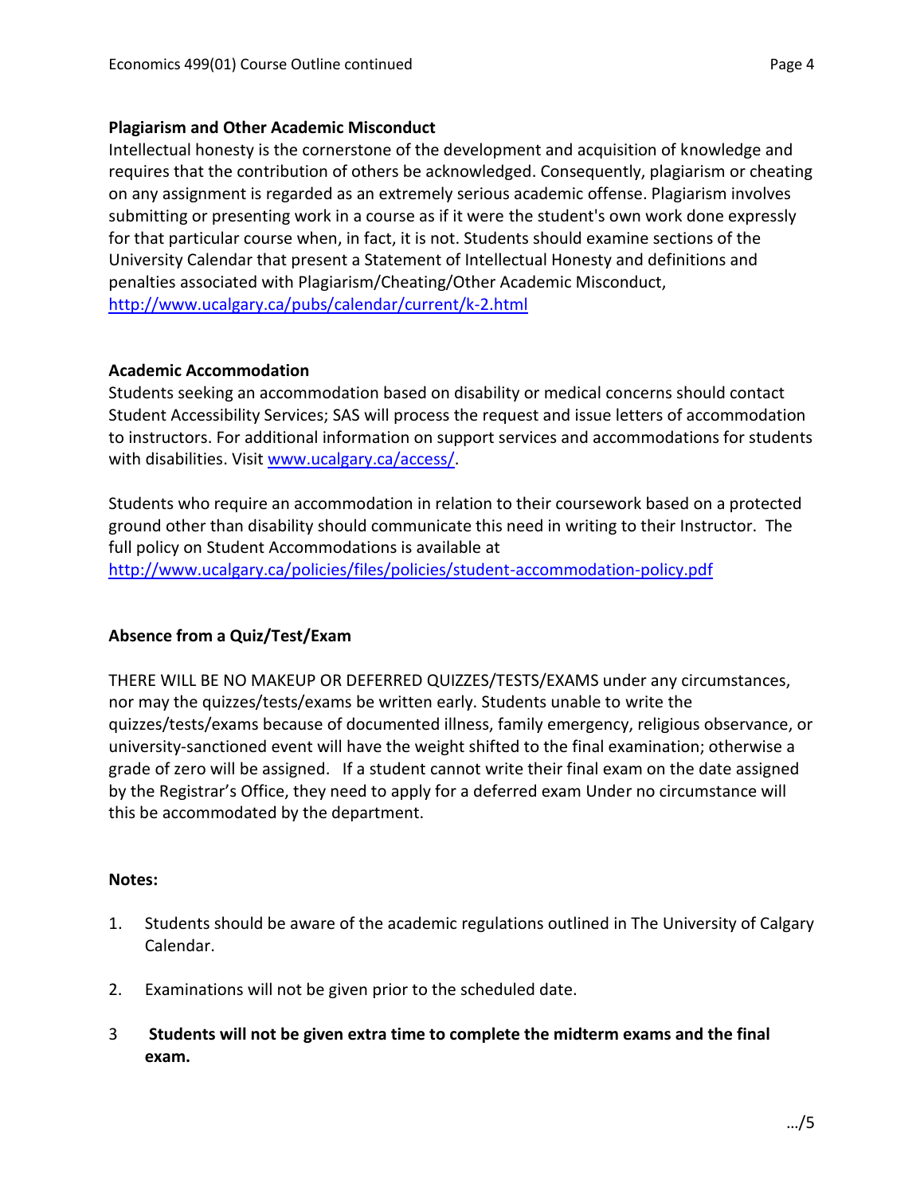**Plagiarism and Other Academic Misconduct**

Intellectual honesty is the cornerstone of the development and acquisition of knowledge and requires that the contribution of others be acknowledged. Consequently, plagiarism or cheating on any assignment is regarded as an extremely serious academic offense. Plagiarism involves submitting or presenting work in a course as if it were the student's own work done expressly for that particular course when, in fact, it is not. Students should examine sections of the University Calendar that present a Statement of Intellectual Honesty and definitions and penalties associated with Plagiarism/Cheating/Other Academic Misconduct, http://www.ucalgary.ca/pubs/calendar/current/k-2.html

**Academic Accommodation**

Students seeking an accommodation based on disability or medical concerns should contact Student Accessibility Services; SAS will process the request and issue letters of accommodation to instructors. For additional information on support services and accommodations for students with disabilities. Visit www.ucalgary.ca/access/.

Students who require an accommodation in relation to their coursework based on a protected ground other than disability should communicate this need in writing to their Instructor. The full policy on Student Accommodations is available at http://www.ucalgary.ca/policies/files/policies/student-accommodation-policy.pdf

**Absence from a Quiz/Test/Exam**

THERE WILL BE NO MAKEUP OR DEFERRED QUIZZES/TESTS/EXAMS under any circumstances, nor may the quizzes/tests/exams be written early. Students unable to write the quizzes/tests/exams because of documented illness, family emergency, religious observance, or university-sanctioned event will have the weight shifted to the final examination; otherwise a grade of zero will be assigned. If a student cannot write their final exam on the date assigned by the Registrar's Office, they need to apply for a deferred exam Under no circumstance will this be accommodated by the department.

**Notes:**

1. Students should be aware of the academic regulations outlined in The University of Calgary Calendar.

2. Examinations will not be given prior to the scheduled date.

3 **Students will not be given extra time to complete the midterm exams and the final exam.**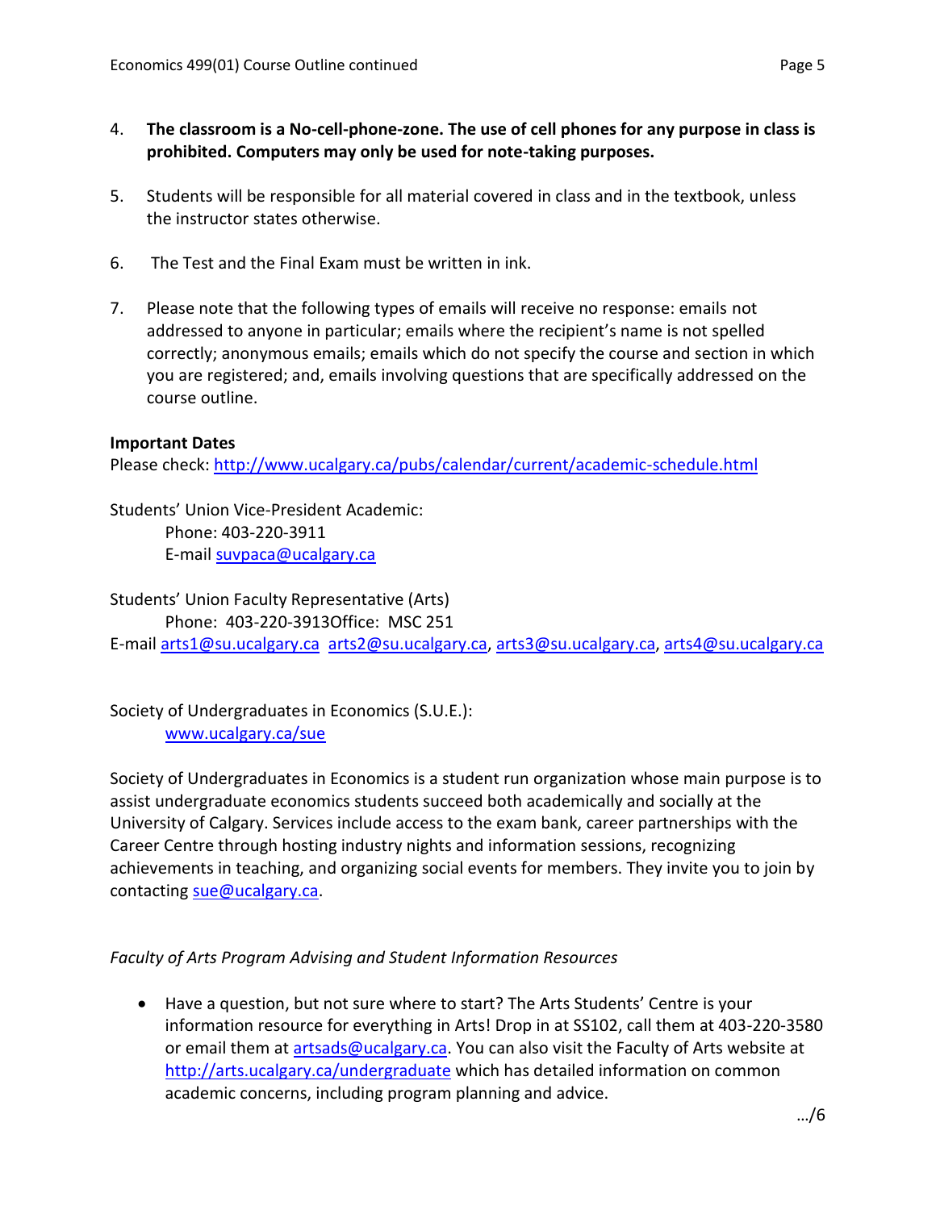4. **The classroom is a No-cell-phone-zone. The use of cell phones for any purpose in class is prohibited. Computers may only be used for note-taking purposes.**

5. Students will be responsible for all material covered in class and in the textbook, unless the instructor states otherwise.

6. The Test and the Final Exam must be written in ink.

7. Please note that the following types of emails will receive no response: emails not addressed to anyone in particular; emails where the recipient's name is not spelled correctly; anonymous emails; emails which do not specify the course and section in which you are registered; and, emails involving questions that are specifically addressed on the course outline.

**Important Dates**
Please check: http://www.ucalgary.ca/pubs/calendar/current/academic-schedule.html

Students' Union Vice-President Academic:
Phone: 403-220-3911
E-mail suvpaca@ucalgary.ca

Students' Union Faculty Representative (Arts)
Phone: 403-220-3913Office: MSC 251
E-mail arts1@su.ucalgary.ca arts2@su.ucalgary.ca, arts3@su.ucalgary.ca, arts4@su.ucalgary.ca

Society of Undergraduates in Economics (S.U.E.):
www.ucalgary.ca/sue

Society of Undergraduates in Economics is a student run organization whose main purpose is to assist undergraduate economics students succeed both academically and socially at the University of Calgary. Services include access to the exam bank, career partnerships with the Career Centre through hosting industry nights and information sessions, recognizing achievements in teaching, and organizing social events for members. They invite you to join by contacting sue@ucalgary.ca.

*Faculty of Arts Program Advising and Student Information Resources*

- Have a question, but not sure where to start? The Arts Students' Centre is your information resource for everything in Arts! Drop in at SS102, call them at 403-220-3580 or email them at artsads@ucalgary.ca. You can also visit the Faculty of Arts website at http://arts.ucalgary.ca/undergraduate which has detailed information on common academic concerns, including program planning and advice.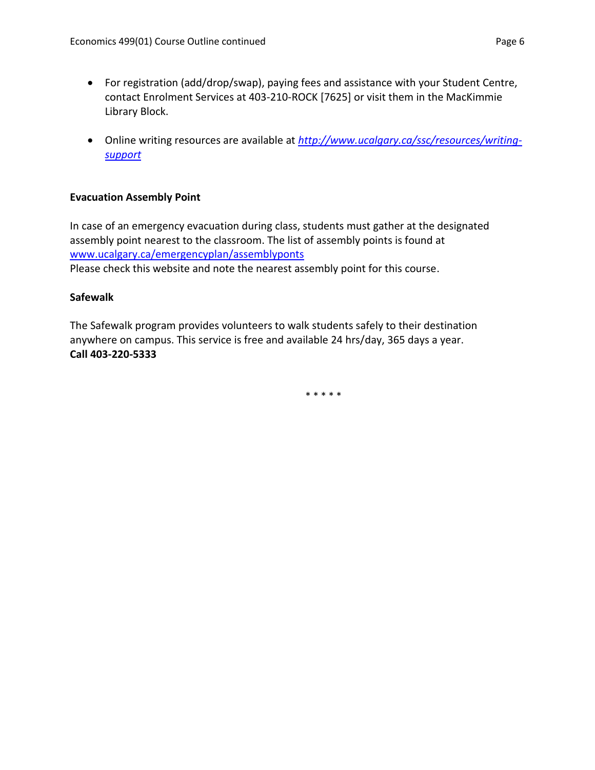- For registration (add/drop/swap), paying fees and assistance with your Student Centre, contact Enrolment Services at 403-210-ROCK [7625] or visit them in the MacKimmie Library Block.

- Online writing resources are available at *http://www.ucalgary.ca/ssc/resources/writing-support*

**Evacuation Assembly Point**

In case of an emergency evacuation during class, students must gather at the designated assembly point nearest to the classroom. The list of assembly points is found at www.ucalgary.ca/emergencyplan/assemblyponts
Please check this website and note the nearest assembly point for this course.

**Safewalk**

The Safewalk program provides volunteers to walk students safely to their destination anywhere on campus. This service is free and available 24 hrs/day, 365 days a year.
**Call 403-220-5333**

* * * * *